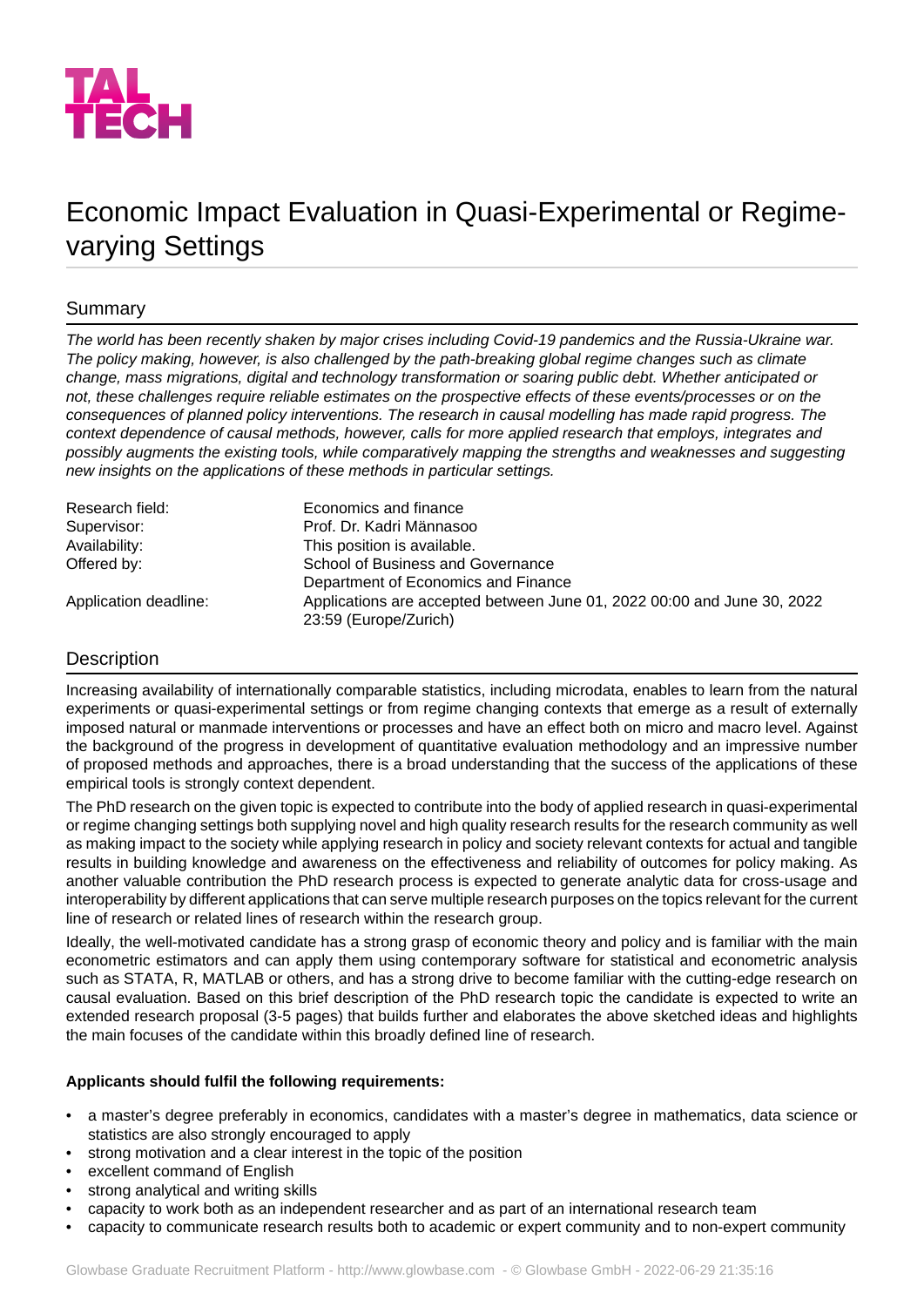# Economic Impact Evaluation in Quasi-Experimental or Regime-varying Settings

## Summary

*The world has been recently shaken by major crises including Covid-19 pandemics and the Russia-Ukraine war. The policy making, however, is also challenged by the path-breaking global regime changes such as climate change, mass migrations, digital and technology transformation or soaring public debt. Whether anticipated or not, these challenges require reliable estimates on the prospective effects of these events/processes or on the consequences of planned policy interventions. The research in causal modelling has made rapid progress. The context dependence of causal methods, however, calls for more applied research that employs, integrates and possibly augments the existing tools, while comparatively mapping the strengths and weaknesses and suggesting new insights on the applications of these methods in particular settings.*

| | |
|---|---|
| Research field: | Economics and finance |
| Supervisor: | Prof. Dr. Kadri Männasoo |
| Availability: | This position is available. |
| Offered by: | School of Business and Governance<br>Department of Economics and Finance |
| Application deadline: | Applications are accepted between June 01, 2022 00:00 and June 30, 2022 23:59 (Europe/Zurich) |

## Description

Increasing availability of internationally comparable statistics, including microdata, enables to learn from the natural experiments or quasi-experimental settings or from regime changing contexts that emerge as a result of externally imposed natural or manmade interventions or processes and have an effect both on micro and macro level. Against the background of the progress in development of quantitative evaluation methodology and an impressive number of proposed methods and approaches, there is a broad understanding that the success of the applications of these empirical tools is strongly context dependent.

The PhD research on the given topic is expected to contribute into the body of applied research in quasi-experimental or regime changing settings both supplying novel and high quality research results for the research community as well as making impact to the society while applying research in policy and society relevant contexts for actual and tangible results in building knowledge and awareness on the effectiveness and reliability of outcomes for policy making. As another valuable contribution the PhD research process is expected to generate analytic data for cross-usage and interoperability by different applications that can serve multiple research purposes on the topics relevant for the current line of research or related lines of research within the research group.

Ideally, the well-motivated candidate has a strong grasp of economic theory and policy and is familiar with the main econometric estimators and can apply them using contemporary software for statistical and econometric analysis such as STATA, R, MATLAB or others, and has a strong drive to become familiar with the cutting-edge research on causal evaluation. Based on this brief description of the PhD research topic the candidate is expected to write an extended research proposal (3-5 pages) that builds further and elaborates the above sketched ideas and highlights the main focuses of the candidate within this broadly defined line of research.

**Applicants should fulfil the following requirements:**

- a master's degree preferably in economics, candidates with a master's degree in mathematics, data science or statistics are also strongly encouraged to apply
- strong motivation and a clear interest in the topic of the position
- excellent command of English
- strong analytical and writing skills
- capacity to work both as an independent researcher and as part of an international research team
- capacity to communicate research results both to academic or expert community and to non-expert community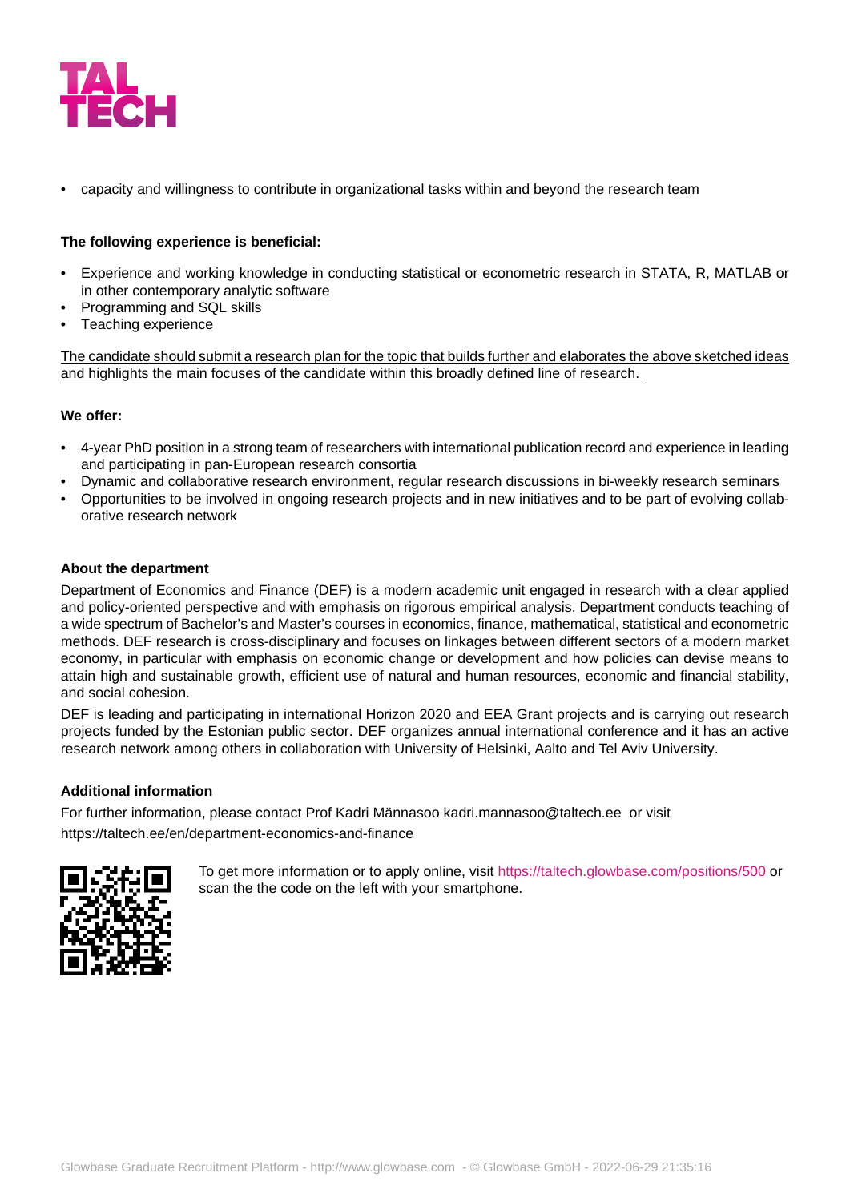- capacity and willingness to contribute in organizational tasks within and beyond the research team

**The following experience is beneficial:**

- Experience and working knowledge in conducting statistical or econometric research in STATA, R, MATLAB or in other contemporary analytic software
- Programming and SQL skills
- Teaching experience

The candidate should submit a research plan for the topic that builds further and elaborates the above sketched ideas and highlights the main focuses of the candidate within this broadly defined line of research.

**We offer:**

- 4-year PhD position in a strong team of researchers with international publication record and experience in leading and participating in pan-European research consortia
- Dynamic and collaborative research environment, regular research discussions in bi-weekly research seminars
- Opportunities to be involved in ongoing research projects and in new initiatives and to be part of evolving collaborative research network

**About the department**

Department of Economics and Finance (DEF) is a modern academic unit engaged in research with a clear applied and policy-oriented perspective and with emphasis on rigorous empirical analysis. Department conducts teaching of a wide spectrum of Bachelor's and Master's courses in economics, finance, mathematical, statistical and econometric methods. DEF research is cross-disciplinary and focuses on linkages between different sectors of a modern market economy, in particular with emphasis on economic change or development and how policies can devise means to attain high and sustainable growth, efficient use of natural and human resources, economic and financial stability, and social cohesion.

DEF is leading and participating in international Horizon 2020 and EEA Grant projects and is carrying out research projects funded by the Estonian public sector. DEF organizes annual international conference and it has an active research network among others in collaboration with University of Helsinki, Aalto and Tel Aviv University.

**Additional information**

For further information, please contact Prof Kadri Männasoo kadri.mannasoo@taltech.ee or visit https://taltech.ee/en/department-economics-and-finance

To get more information or to apply online, visit https://taltech.glowbase.com/positions/500 or scan the the code on the left with your smartphone.